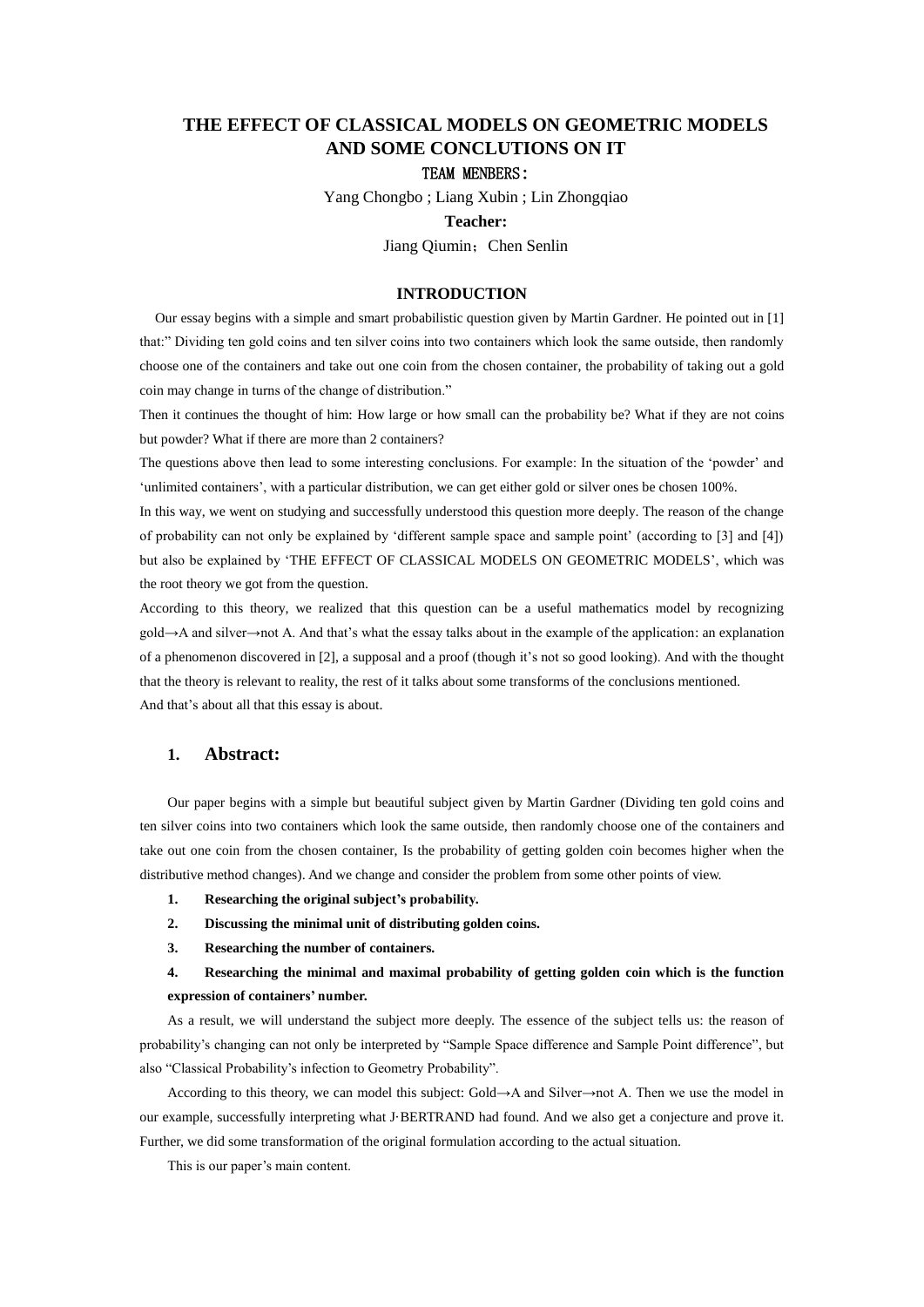# THE EFFECT OF CLASSICAL MODELS ON GEOMETRIC MODELS AND SOME CONCLUTIONS ON IT

**TEAM MENBERS:**

Yang Chongbo ; Liang Xubin ; Lin Zhongqiao

**Teacher:**

Jiang Qiumin；Chen Senlin

## INTRODUCTION

Our essay begins with a simple and smart probabilistic question given by Martin Gardner. He pointed out in [1] that:" Dividing ten gold coins and ten silver coins into two containers which look the same outside, then randomly choose one of the containers and take out one coin from the chosen container, the probability of taking out a gold coin may change in turns of the change of distribution."

Then it continues the thought of him: How large or how small can the probability be? What if they are not coins but powder? What if there are more than 2 containers?

The questions above then lead to some interesting conclusions. For example: In the situation of the 'powder' and 'unlimited containers', with a particular distribution, we can get either gold or silver ones be chosen 100%.

In this way, we went on studying and successfully understood this question more deeply. The reason of the change of probability can not only be explained by 'different sample space and sample point' (according to [3] and [4]) but also be explained by 'THE EFFECT OF CLASSICAL MODELS ON GEOMETRIC MODELS', which was the root theory we got from the question.

According to this theory, we realized that this question can be a useful mathematics model by recognizing gold→A and silver→not A. And that's what the essay talks about in the example of the application: an explanation of a phenomenon discovered in [2], a supposal and a proof (though it's not so good looking). And with the thought that the theory is relevant to reality, the rest of it talks about some transforms of the conclusions mentioned.

And that's about all that this essay is about.

## 1. Abstract:

Our paper begins with a simple but beautiful subject given by Martin Gardner (Dividing ten gold coins and ten silver coins into two containers which look the same outside, then randomly choose one of the containers and take out one coin from the chosen container, Is the probability of getting golden coin becomes higher when the distributive method changes). And we change and consider the problem from some other points of view.

1. **Researching the original subject's probability.**
2. **Discussing the minimal unit of distributing golden coins.**
3. **Researching the number of containers.**
4. **Researching the minimal and maximal probability of getting golden coin which is the function expression of containers' number.**

As a result, we will understand the subject more deeply. The essence of the subject tells us: the reason of probability's changing can not only be interpreted by "Sample Space difference and Sample Point difference", but also "Classical Probability's infection to Geometry Probability".

According to this theory, we can model this subject: Gold→A and Silver→not A. Then we use the model in our example, successfully interpreting what J·BERTRAND had found. And we also get a conjecture and prove it. Further, we did some transformation of the original formulation according to the actual situation.

This is our paper's main content.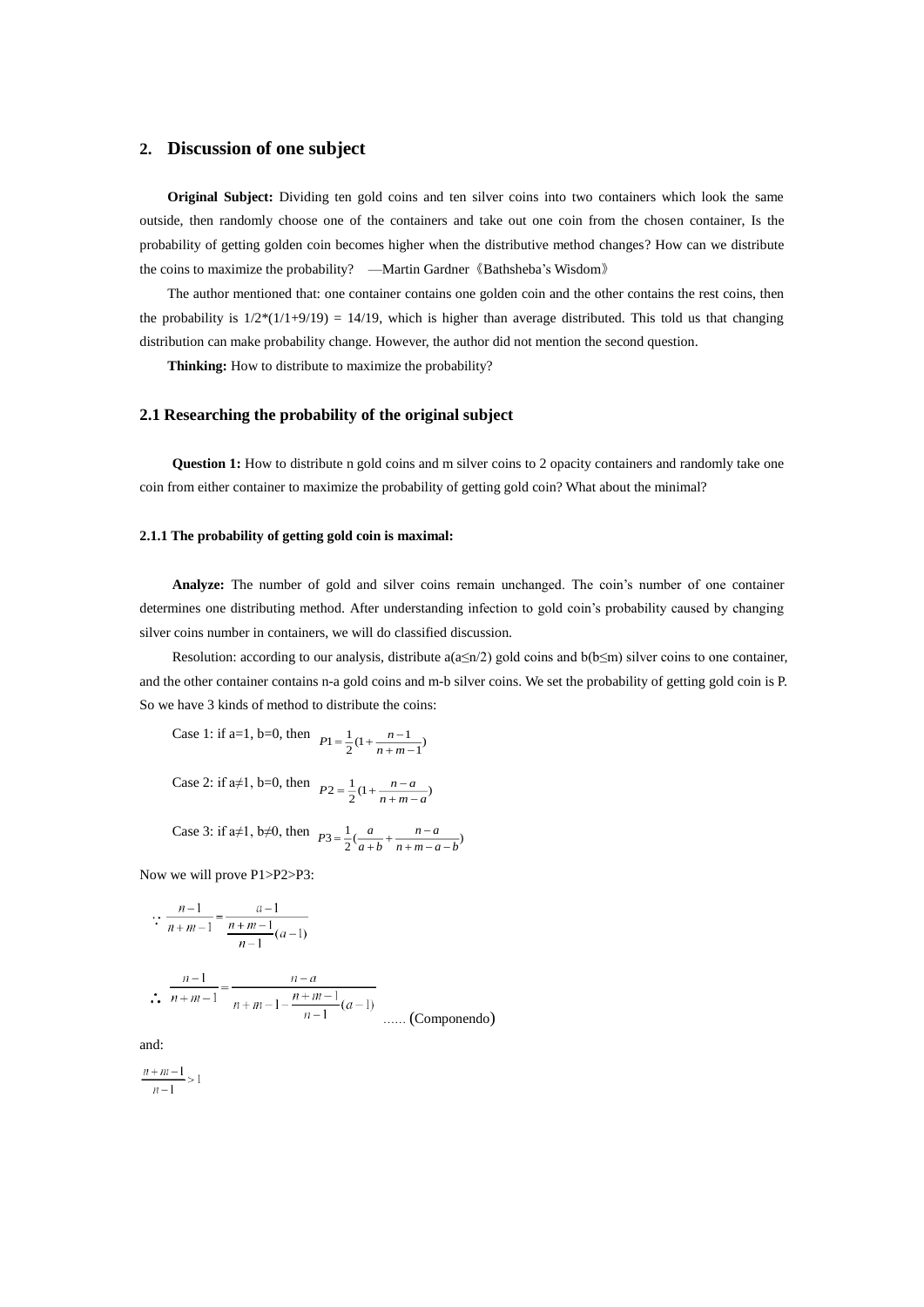## 2. Discussion of one subject

**Original Subject:** Dividing ten gold coins and ten silver coins into two containers which look the same outside, then randomly choose one of the containers and take out one coin from the chosen container, Is the probability of getting golden coin becomes higher when the distributive method changes? How can we distribute the coins to maximize the probability? —Martin Gardner《Bathsheba's Wisdom》

The author mentioned that: one container contains one golden coin and the other contains the rest coins, then the probability is 1/2*(1/1+9/19) = 14/19, which is higher than average distributed. This told us that changing distribution can make probability change. However, the author did not mention the second question.

**Thinking:** How to distribute to maximize the probability?

### 2.1 Researching the probability of the original subject

**Question 1:** How to distribute n gold coins and m silver coins to 2 opacity containers and randomly take one coin from either container to maximize the probability of getting gold coin? What about the minimal?

#### 2.1.1 The probability of getting gold coin is maximal:

**Analyze:** The number of gold and silver coins remain unchanged. The coin's number of one container determines one distributing method. After understanding infection to gold coin's probability caused by changing silver coins number in containers, we will do classified discussion.

Resolution: according to our analysis, distribute a($a \le n/2$) gold coins and b($b \le m$) silver coins to one container, and the other container contains n-a gold coins and m-b silver coins. We set the probability of getting gold coin is P. So we have 3 kinds of method to distribute the coins:

Case 1: if a=1, b=0, then $P1 = \frac{1}{2}(1 + \frac{n-1}{n+m-1})$

Case 2: if a≠1, b=0, then $P2 = \frac{1}{2}(1 + \frac{n-a}{n+m-a})$

Case 3: if a≠1, b≠0, then $P3 = \frac{1}{2}(\frac{a}{a+b} + \frac{n-a}{n+m-a-b})$

Now we will prove P1>P2>P3:

$$\because \frac{n-1}{n+m-1} = \frac{a-1}{\frac{n+m-1}{n-1}(a-1)}$$

$$\therefore \frac{n-1}{n+m-1} = \frac{n-a}{n+m-1-\frac{n+m-1}{n-1}(a-1)} \quad \text{...... (Componendo)}$$

and:

$$\frac{n+m-1}{n-1} > 1$$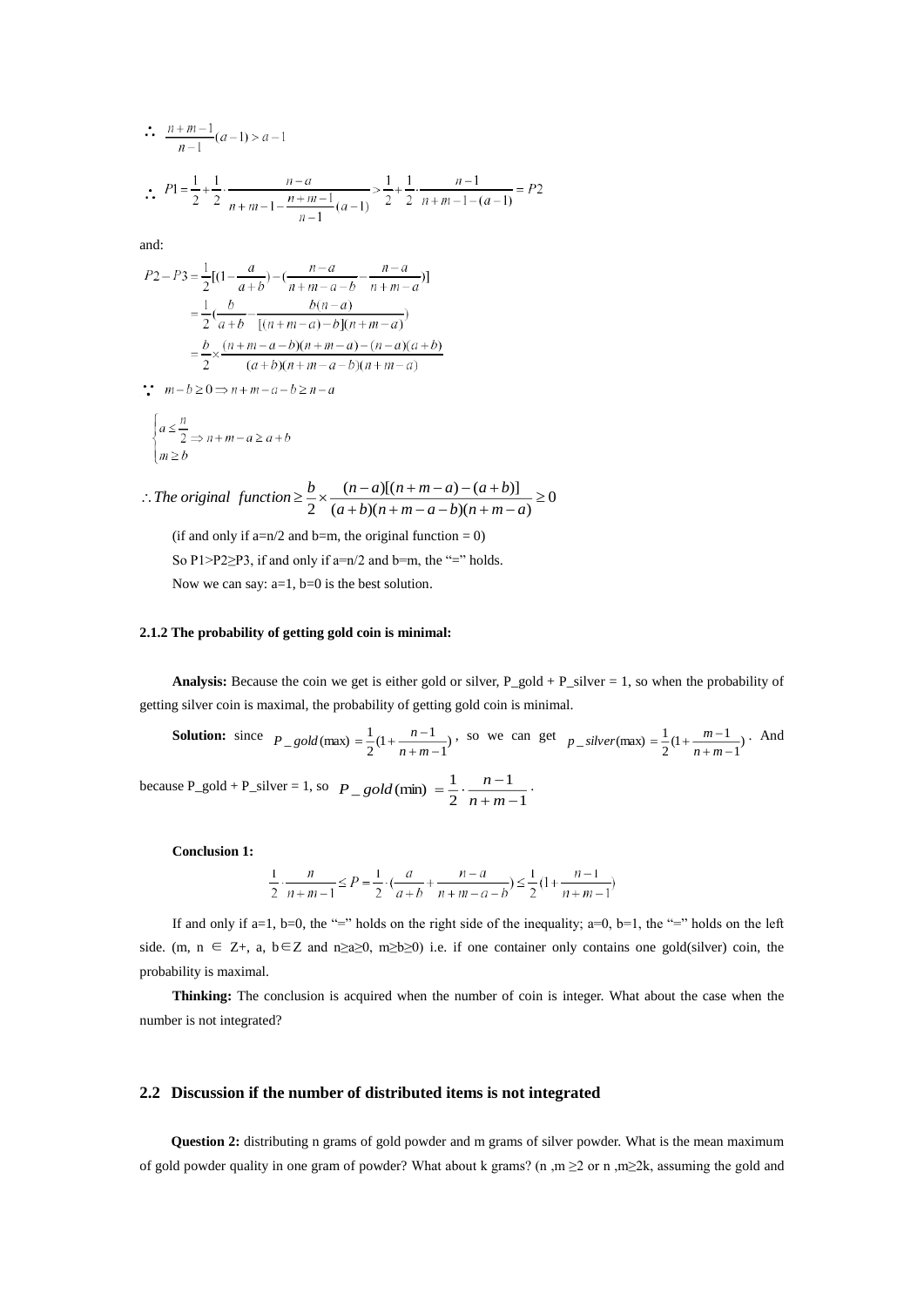$$\therefore \ \frac{n+m-1}{n-1}(a-1) > a-1$$

$$\therefore \ P1 = \frac{1}{2} + \frac{1}{2} \cdot \frac{n-a}{n+m-1-\frac{n+m-1}{n-1}(a-1)} > \frac{1}{2} + \frac{1}{2} \cdot \frac{n-1}{n+m-1-(a-1)} = P2$$

and:

$$\begin{aligned} P2 - P3 &= \frac{1}{2}[(1-\frac{a}{a+b}) - (\frac{n-a}{n+m-a-b} - \frac{n-a}{n+m-a})] \\ &= \frac{1}{2}(\frac{b}{a+b} - \frac{b(n-a)}{[(n+m-a)-b](n+m-a)}) \\ &= \frac{b}{2} \times \frac{(n+m-a-b)(n+m-a)-(n-a)(a+b)}{(a+b)(n+m-a-b)(n+m-a)} \end{aligned}$$

$$\because \ m-b \geq 0 \Rightarrow n+m-a-b \geq n-a$$

$$\begin{cases} a \leq \frac{n}{2} \Rightarrow n+m-a \geq a+b \\ m \geq b \end{cases}$$

$$\therefore \textit{The original function} \geq \frac{b}{2} \times \frac{(n-a)[(n+m-a)-(a+b)]}{(a+b)(n+m-a-b)(n+m-a)} \geq 0$$

(if and only if a=n/2 and b=m, the original function = 0)

So P1>P2≥P3, if and only if a=n/2 and b=m, the "=" holds.

Now we can say: a=1, b=0 is the best solution.

#### 2.1.2 The probability of getting gold coin is minimal:

**Analysis:** Because the coin we get is either gold or silver, P_gold + P_silver = 1, so when the probability of getting silver coin is maximal, the probability of getting gold coin is minimal.

**Solution:** since $P\_gold(\max) = \frac{1}{2}(1+\frac{n-1}{n+m-1})$, so we can get $p\_silver(\max) = \frac{1}{2}(1+\frac{m-1}{n+m-1})$. And because P_gold + P_silver = 1, so $P\_gold(\min) = \frac{1}{2} \cdot \frac{n-1}{n+m-1}$.

**Conclusion 1:**

$$\frac{1}{2} \cdot \frac{n}{n+m-1} \leq P = \frac{1}{2} \cdot (\frac{a}{a+b} + \frac{n-a}{n+m-a-b}) \leq \frac{1}{2}(1+\frac{n-1}{n+m-1})$$

If and only if a=1, b=0, the "=" holds on the right side of the inequality; a=0, b=1, the "=" holds on the left side. (m, n ∈ Z+, a, b∈Z and n≥a≥0, m≥b≥0) i.e. if one container only contains one gold(silver) coin, the probability is maximal.

**Thinking:** The conclusion is acquired when the number of coin is integer. What about the case when the number is not integrated?

## 2.2 Discussion if the number of distributed items is not integrated

**Question 2:** distributing n grams of gold powder and m grams of silver powder. What is the mean maximum of gold powder quality in one gram of powder? What about k grams? (n ,m ≥2 or n ,m≥2k, assuming the gold and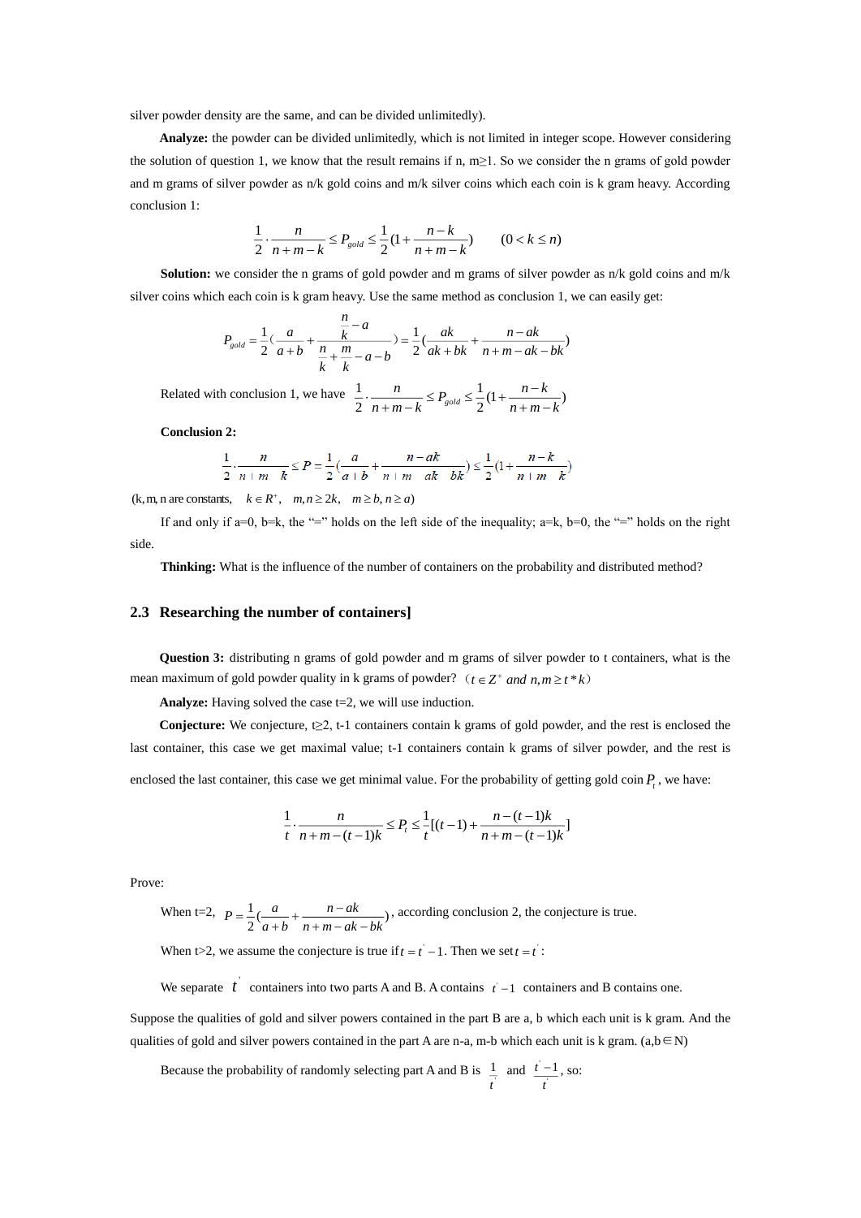silver powder density are the same, and can be divided unlimitedly).

**Analyze:** the powder can be divided unlimitedly, which is not limited in integer scope. However considering the solution of question 1, we know that the result remains if n, m≥1. So we consider the n grams of gold powder and m grams of silver powder as n/k gold coins and m/k silver coins which each coin is k gram heavy. According conclusion 1:

$$\frac{1}{2}\cdot\frac{n}{n+m-k}\leq P_{gold}\leq\frac{1}{2}(1+\frac{n-k}{n+m-k})\qquad(0<k\leq n)$$

**Solution:** we consider the n grams of gold powder and m grams of silver powder as n/k gold coins and m/k silver coins which each coin is k gram heavy. Use the same method as conclusion 1, we can easily get:

$$P_{gold}=\frac{1}{2}(\frac{a}{a+b}+\frac{\frac{n}{k}-a}{\frac{n}{k}+\frac{m}{k}-a-b})=\frac{1}{2}(\frac{ak}{ak+bk}+\frac{n-ak}{n+m-ak-bk})$$

Related with conclusion 1, we have $\frac{1}{2}\cdot\frac{n}{n+m-k}\leq P_{gold}\leq\frac{1}{2}(1+\frac{n-k}{n+m-k})$

**Conclusion 2:**

$$\frac{1}{2}\cdot\frac{n}{n+m-k}\leq P=\frac{1}{2}(\frac{a}{a+b}+\frac{n-ak}{n+m-ak-bk})\leq\frac{1}{2}(1+\frac{n-k}{n+m-k})$$

(k, m, n are constants, $k\in R^{+},\quad m,n\geq 2k,\quad m\geq b, n\geq a$)

If and only if a=0, b=k, the "=" holds on the left side of the inequality; a=k, b=0, the "=" holds on the right side.

**Thinking:** What is the influence of the number of containers on the probability and distributed method?

## 2.3 Researching the number of containers]

**Question 3:** distributing n grams of gold powder and m grams of silver powder to t containers, what is the mean maximum of gold powder quality in k grams of powder? （$t\in Z^{+}$ and $n,m\geq t*k$）

**Analyze:** Having solved the case t=2, we will use induction.

**Conjecture:** We conjecture, t≥2, t-1 containers contain k grams of gold powder, and the rest is enclosed the last container, this case we get maximal value; t-1 containers contain k grams of silver powder, and the rest is enclosed the last container, this case we get minimal value. For the probability of getting gold coin $P_t$, we have:

$$\frac{1}{t}\cdot\frac{n}{n+m-(t-1)k}\leq P_t\leq\frac{1}{t}[(t-1)+\frac{n-(t-1)k}{n+m-(t-1)k}]$$

Prove:

When t=2, $P=\frac{1}{2}(\frac{a}{a+b}+\frac{n-ak}{n+m-ak-bk})$, according conclusion 2, the conjecture is true.

When t>2, we assume the conjecture is true if $t=t^{'}-1$. Then we set $t=t^{'}$:

We separate $t^{'}$ containers into two parts A and B. A contains $t^{'}-1$ containers and B contains one.

Suppose the qualities of gold and silver powers contained in the part B are a, b which each unit is k gram. And the qualities of gold and silver powers contained in the part A are n-a, m-b which each unit is k gram. (a,b∈N)

Because the probability of randomly selecting part A and B is $\frac{1}{t^{'}}$ and $\frac{t^{'}-1}{t^{'}}$, so: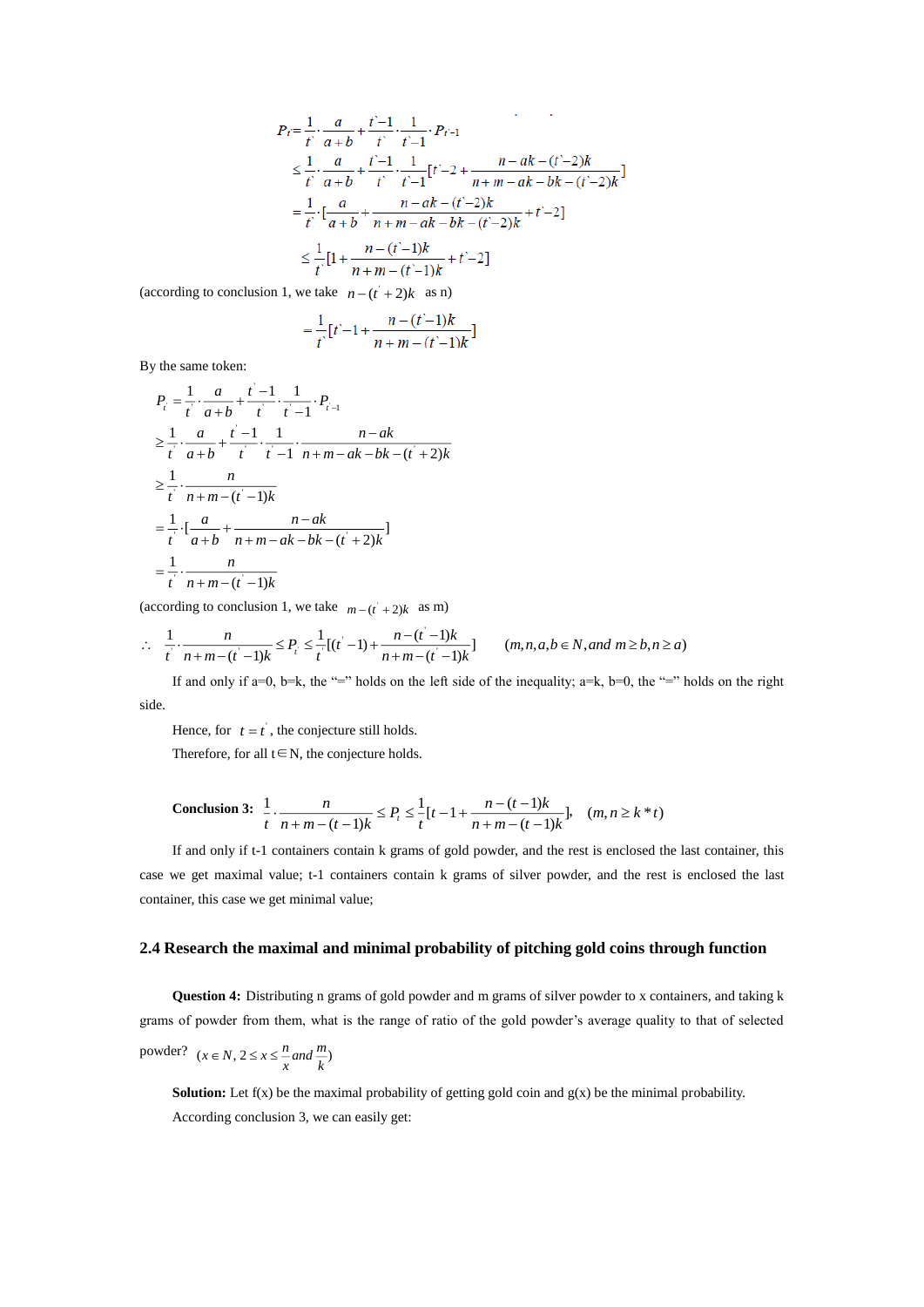$$
\begin{aligned}
P_{t'} &= \frac{1}{t'}\cdot\frac{a}{a+b}+\frac{t'-1}{t'}\cdot\frac{1}{t'-1}\cdot P_{t'-1} \\
&\le \frac{1}{t'}\cdot\frac{a}{a+b}+\frac{t'-1}{t'}\cdot\frac{1}{t'-1}\left[t'-2+\frac{n-ak-(t'-2)k}{n+m-ak-bk-(t'-2)k}\right] \\
&= \frac{1}{t'}\cdot\left[\frac{a}{a+b}+\frac{n-ak-(t'-2)k}{n+m-ak-bk-(t'-2)k}+t'-2\right] \\
&\le \frac{1}{t'}\left[1+\frac{n-(t'-1)k}{n+m-(t'-1)k}+t'-2\right]
\end{aligned}
$$

(according to conclusion 1, we take $n-(t'+2)k$ as n)

$$
=\frac{1}{t'}\left[t'-1+\frac{n-(t'-1)k}{n+m-(t'-1)k}\right]
$$

By the same token:

$$
\begin{aligned}
P_{t'} &= \frac{1}{t'}\cdot\frac{a}{a+b}+\frac{t'-1}{t'}\cdot\frac{1}{t'-1}\cdot P_{t'-1} \\
&\ge \frac{1}{t'}\cdot\frac{a}{a+b}+\frac{t'-1}{t'}\cdot\frac{1}{t'-1}\cdot\frac{n-ak}{n+m-ak-bk-(t'+2)k} \\
&\ge \frac{1}{t'}\cdot\frac{n}{n+m-(t'-1)k} \\
&= \frac{1}{t'}\cdot\left[\frac{a}{a+b}+\frac{n-ak}{n+m-ak-bk-(t'+2)k}\right] \\
&= \frac{1}{t'}\cdot\frac{n}{n+m-(t'-1)k}
\end{aligned}
$$

(according to conclusion 1, we take $m-(t'+2)k$ as m)

$$
\therefore\ \frac{1}{t'}\cdot\frac{n}{n+m-(t'-1)k}\le P_{t'}\le\frac{1}{t'}\left[(t'-1)+\frac{n-(t'-1)k}{n+m-(t'-1)k}\right]\qquad (m,n,a,b\in N, and\ m\ge b, n\ge a)
$$

If and only if a=0, b=k, the "=" holds on the left side of the inequality; a=k, b=0, the "=" holds on the right side.

Hence, for $t=t'$, the conjecture still holds.

Therefore, for all t∈N, the conjecture holds.

**Conclusion 3:** $\frac{1}{t}\cdot\frac{n}{n+m-(t-1)k}\le P_t\le\frac{1}{t}\left[t-1+\frac{n-(t-1)k}{n+m-(t-1)k}\right],\quad (m,n\ge k*t)$

If and only if t-1 containers contain k grams of gold powder, and the rest is enclosed the last container, this case we get maximal value; t-1 containers contain k grams of silver powder, and the rest is enclosed the last container, this case we get minimal value;

### 2.4 Research the maximal and minimal probability of pitching gold coins through function

**Question 4:** Distributing n grams of gold powder and m grams of silver powder to x containers, and taking k grams of powder from them, what is the range of ratio of the gold powder's average quality to that of selected powder? $(x\in N, 2\le x\le\frac{n}{x}\ and\ \frac{m}{k})$

**Solution:** Let f(x) be the maximal probability of getting gold coin and g(x) be the minimal probability.

According conclusion 3, we can easily get: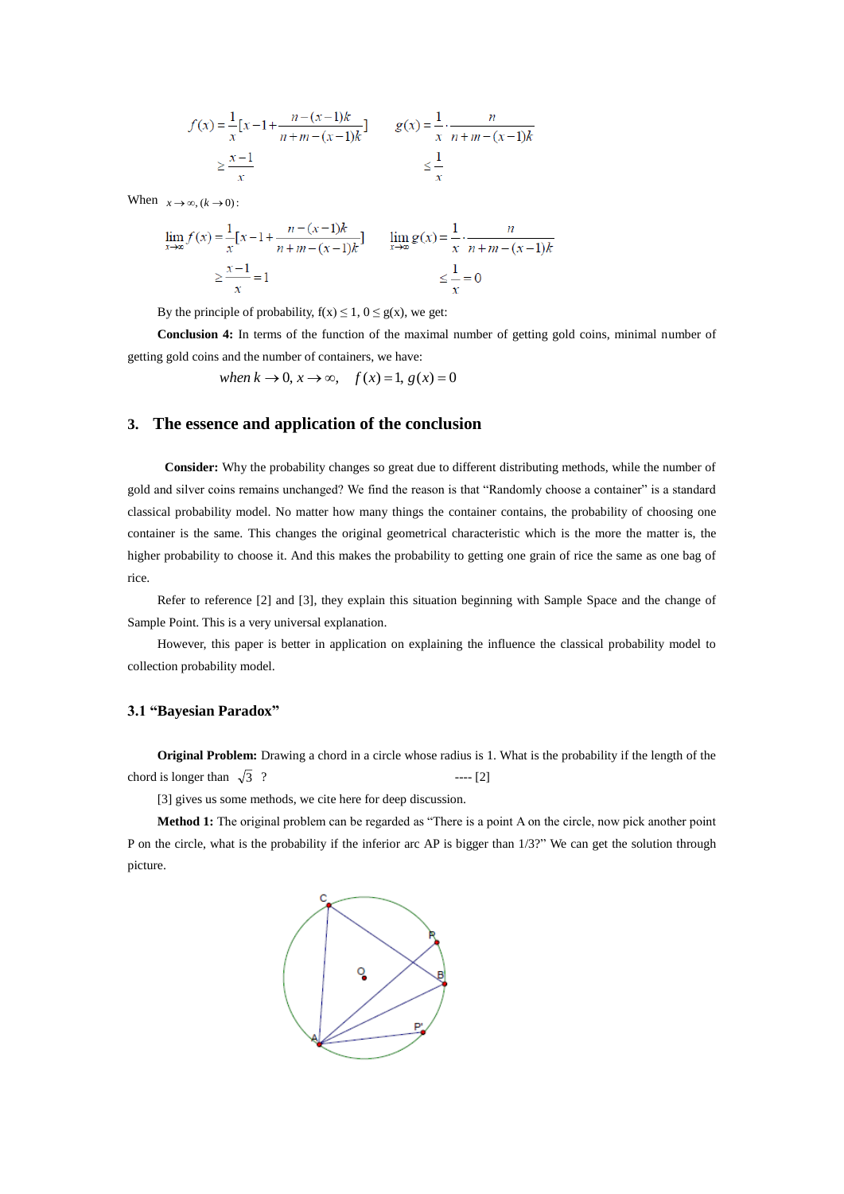$$f(x)=\frac{1}{x}[x-1+\frac{n-(x-1)k}{n+m-(x-1)k}] \qquad g(x)=\frac{1}{x}\cdot\frac{n}{n+m-(x-1)k}$$

$$\geq\frac{x-1}{x} \qquad\qquad\qquad\qquad \leq\frac{1}{x}$$

When $x\to\infty,(k\to 0)$:

$$\lim_{x\to\infty}f(x)=\frac{1}{x}[x-1+\frac{n-(x-1)k}{n+m-(x-1)k}] \qquad \lim_{x\to\infty}g(x)=\frac{1}{x}\cdot\frac{n}{n+m-(x-1)k}$$

$$\geq\frac{x-1}{x}=1 \qquad\qquad\qquad\qquad \leq\frac{1}{x}=0$$

By the principle of probability, $f(x)\leq 1$, $0\leq g(x)$, we get:

**Conclusion 4:** In terms of the function of the maximal number of getting gold coins, minimal number of getting gold coins and the number of containers, we have:

$$when\ k\to 0,\ x\to\infty,\quad f(x)=1,\ g(x)=0$$

## 3. The essence and application of the conclusion

**Consider:** Why the probability changes so great due to different distributing methods, while the number of gold and silver coins remains unchanged? We find the reason is that "Randomly choose a container" is a standard classical probability model. No matter how many things the container contains, the probability of choosing one container is the same. This changes the original geometrical characteristic which is the more the matter is, the higher probability to choose it. And this makes the probability to getting one grain of rice the same as one bag of rice.

Refer to reference [2] and [3], they explain this situation beginning with Sample Space and the change of Sample Point. This is a very universal explanation.

However, this paper is better in application on explaining the influence the classical probability model to collection probability model.

### 3.1 "Bayesian Paradox"

**Original Problem:** Drawing a chord in a circle whose radius is 1. What is the probability if the length of the chord is longer than $\sqrt{3}$ ? ---- [2]

[3] gives us some methods, we cite here for deep discussion.

**Method 1:** The original problem can be regarded as "There is a point A on the circle, now pick another point P on the circle, what is the probability if the inferior arc AP is bigger than 1/3?" We can get the solution through picture.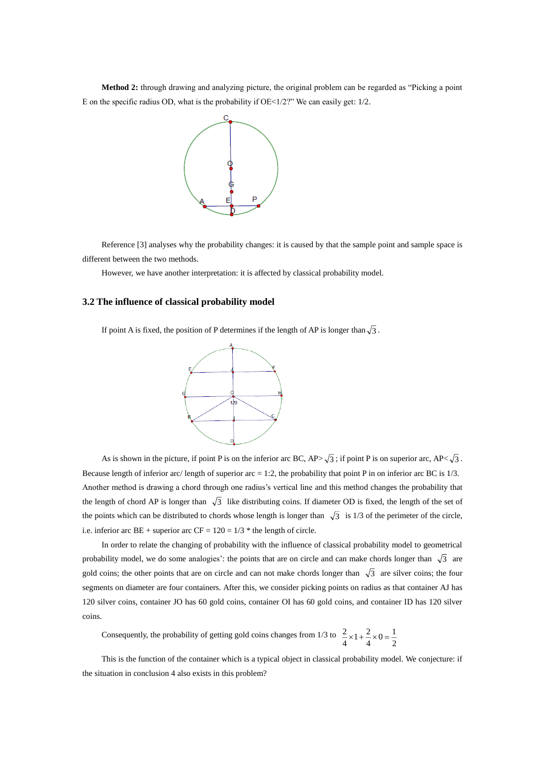**Method 2:** through drawing and analyzing picture, the original problem can be regarded as "Picking a point E on the specific radius OD, what is the probability if OE<1/2?" We can easily get: 1/2.

Reference [3] analyses why the probability changes: it is caused by that the sample point and sample space is different between the two methods.

However, we have another interpretation: it is affected by classical probability model.

### 3.2 The influence of classical probability model

If point A is fixed, the position of P determines if the length of AP is longer than $\sqrt{3}$.

As is shown in the picture, if point P is on the inferior arc BC, AP> $\sqrt{3}$; if point P is on superior arc, AP< $\sqrt{3}$. Because length of inferior arc/ length of superior arc = 1:2, the probability that point P in on inferior arc BC is 1/3. Another method is drawing a chord through one radius's vertical line and this method changes the probability that the length of chord AP is longer than $\sqrt{3}$ like distributing coins. If diameter OD is fixed, the length of the set of the points which can be distributed to chords whose length is longer than $\sqrt{3}$ is 1/3 of the perimeter of the circle, i.e. inferior arc BE + superior arc CF = 120 = 1/3 * the length of circle.

In order to relate the changing of probability with the influence of classical probability model to geometrical probability model, we do some analogies': the points that are on circle and can make chords longer than $\sqrt{3}$ are gold coins; the other points that are on circle and can not make chords longer than $\sqrt{3}$ are silver coins; the four segments on diameter are four containers. After this, we consider picking points on radius as that container AJ has 120 silver coins, container JO has 60 gold coins, container OI has 60 gold coins, and container ID has 120 silver coins.

Consequently, the probability of getting gold coins changes from 1/3 to $\frac{2}{4}\times 1+\frac{2}{4}\times 0=\frac{1}{2}$

This is the function of the container which is a typical object in classical probability model. We conjecture: if the situation in conclusion 4 also exists in this problem?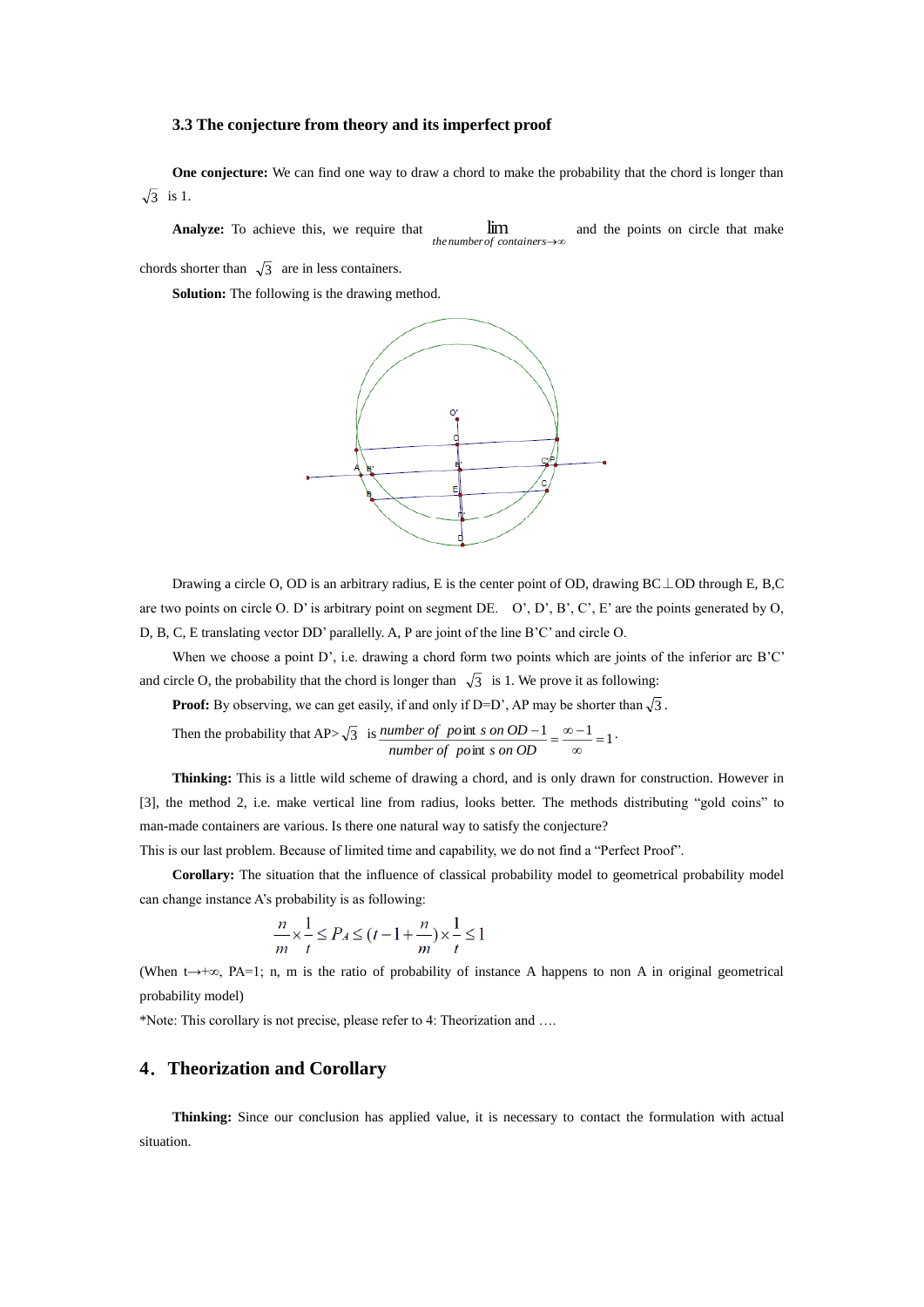### 3.3 The conjecture from theory and its imperfect proof

**One conjecture:** We can find one way to draw a chord to make the probability that the chord is longer than $\sqrt{3}$ is 1.

**Analyze:** To achieve this, we require that $\lim\limits_{the\ number\ of\ containers \to \infty}$ and the points on circle that make chords shorter than $\sqrt{3}$ are in less containers.

**Solution:** The following is the drawing method.

Drawing a circle O, OD is an arbitrary radius, E is the center point of OD, drawing BC⊥OD through E, B,C are two points on circle O. D' is arbitrary point on segment DE. O', D', B', C', E' are the points generated by O, D, B, C, E translating vector DD' parallelly. A, P are joint of the line B'C' and circle O.

When we choose a point D', i.e. drawing a chord form two points which are joints of the inferior arc B'C' and circle O, the probability that the chord is longer than $\sqrt{3}$ is 1. We prove it as following:

**Proof:** By observing, we can get easily, if and only if D=D', AP may be shorter than $\sqrt{3}$.

Then the probability that AP> $\sqrt{3}$ is $\dfrac{number\ of\ points\ on\ OD - 1}{number\ of\ points\ on\ OD} = \dfrac{\infty - 1}{\infty} = 1$.

**Thinking:** This is a little wild scheme of drawing a chord, and is only drawn for construction. However in [3], the method 2, i.e. make vertical line from radius, looks better. The methods distributing "gold coins" to man-made containers are various. Is there one natural way to satisfy the conjecture?

This is our last problem. Because of limited time and capability, we do not find a "Perfect Proof".

**Corollary:** The situation that the influence of classical probability model to geometrical probability model can change instance A's probability is as following:

$$\frac{n}{m} \times \frac{1}{t} \le P_A \le (t - 1 + \frac{n}{m}) \times \frac{1}{t} \le 1$$

(When $t \to +\infty$, PA=1; n, m is the ratio of probability of instance A happens to non A in original geometrical probability model)

*Note: This corollary is not precise, please refer to 4: Theorization and ….

## 4. Theorization and Corollary

**Thinking:** Since our conclusion has applied value, it is necessary to contact the formulation with actual situation.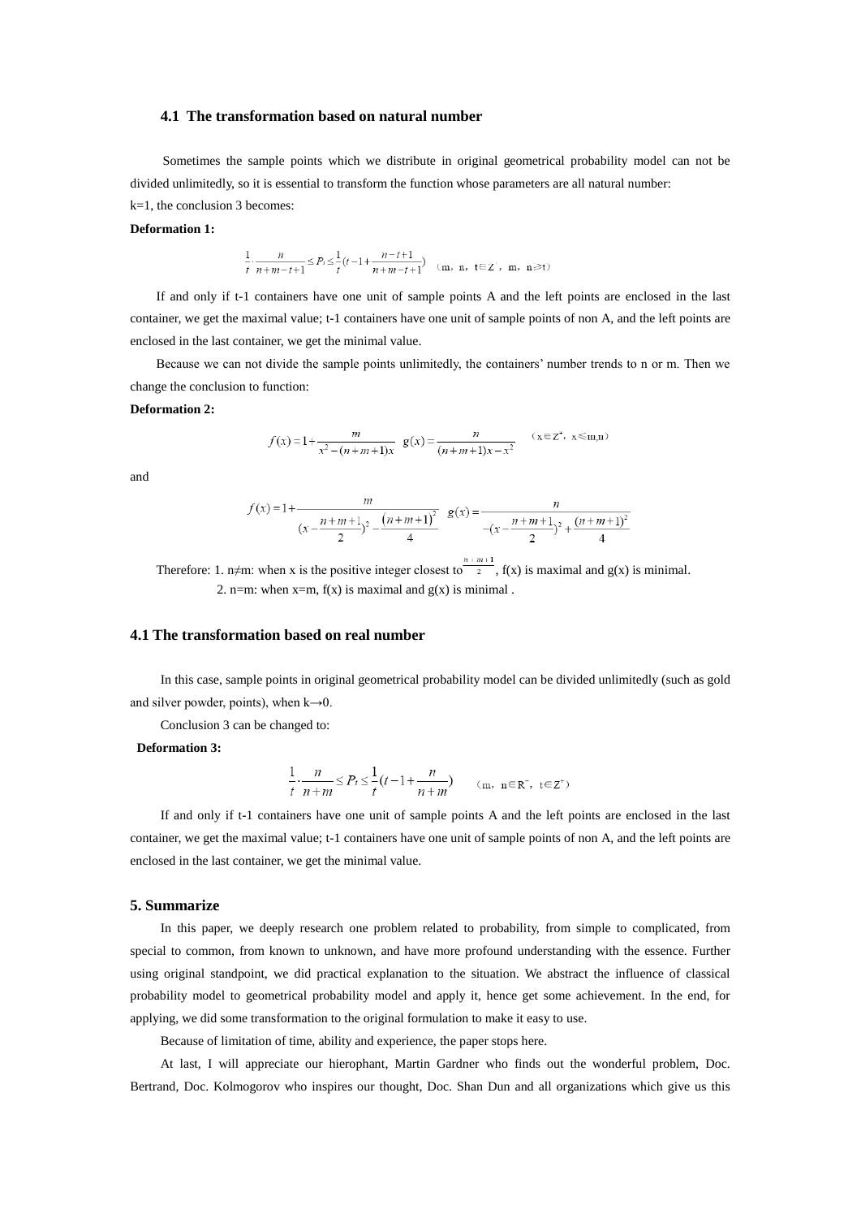### 4.1 The transformation based on natural number

Sometimes the sample points which we distribute in original geometrical probability model can not be divided unlimitedly, so it is essential to transform the function whose parameters are all natural number:

k=1, the conclusion 3 becomes:

**Deformation 1:**

$$\frac{1}{t}\cdot\frac{n}{n+m-t+1}\le P_t\le\frac{1}{t}(t-1+\frac{n-t+1}{n+m-t+1})\quad (m, n, t\in Z^+, m, n\ge t)$$

If and only if t-1 containers have one unit of sample points A and the left points are enclosed in the last container, we get the maximal value; t-1 containers have one unit of sample points of non A, and the left points are enclosed in the last container, we get the minimal value.

Because we can not divide the sample points unlimitedly, the containers' number trends to n or m. Then we change the conclusion to function:

**Deformation 2:**

$$f(x)=1+\frac{m}{x^2-(n+m+1)x}\quad g(x)=\frac{n}{(n+m+1)x-x^2}\quad (x\in Z^+, x\le m,n)$$

and

$$f(x)=1+\frac{m}{(x-\frac{n+m+1}{2})^2-\frac{(n+m+1)^2}{4}}\quad g(x)=\frac{n}{-(x-\frac{n+m+1}{2})^2+\frac{(n+m+1)^2}{4}}$$

Therefore: 1. $n\neq m$: when x is the positive integer closest to $\frac{n+m+1}{2}$, f(x) is maximal and g(x) is minimal.

2. n=m: when x=m, f(x) is maximal and g(x) is minimal .

### 4.1 The transformation based on real number

In this case, sample points in original geometrical probability model can be divided unlimitedly (such as gold and silver powder, points), when $k\to 0$.

Conclusion 3 can be changed to:

**Deformation 3:**

$$\frac{1}{t}\cdot\frac{n}{n+m}\le P_t\le\frac{1}{t}(t-1+\frac{n}{n+m})\quad (m, n\in R^+, t\in Z^+)$$

If and only if t-1 containers have one unit of sample points A and the left points are enclosed in the last container, we get the maximal value; t-1 containers have one unit of sample points of non A, and the left points are enclosed in the last container, we get the minimal value.

### 5. Summarize

In this paper, we deeply research one problem related to probability, from simple to complicated, from special to common, from known to unknown, and have more profound understanding with the essence. Further using original standpoint, we did practical explanation to the situation. We abstract the influence of classical probability model to geometrical probability model and apply it, hence get some achievement. In the end, for applying, we did some transformation to the original formulation to make it easy to use.

Because of limitation of time, ability and experience, the paper stops here.

At last, I will appreciate our hierophant, Martin Gardner who finds out the wonderful problem, Doc. Bertrand, Doc. Kolmogorov who inspires our thought, Doc. Shan Dun and all organizations which give us this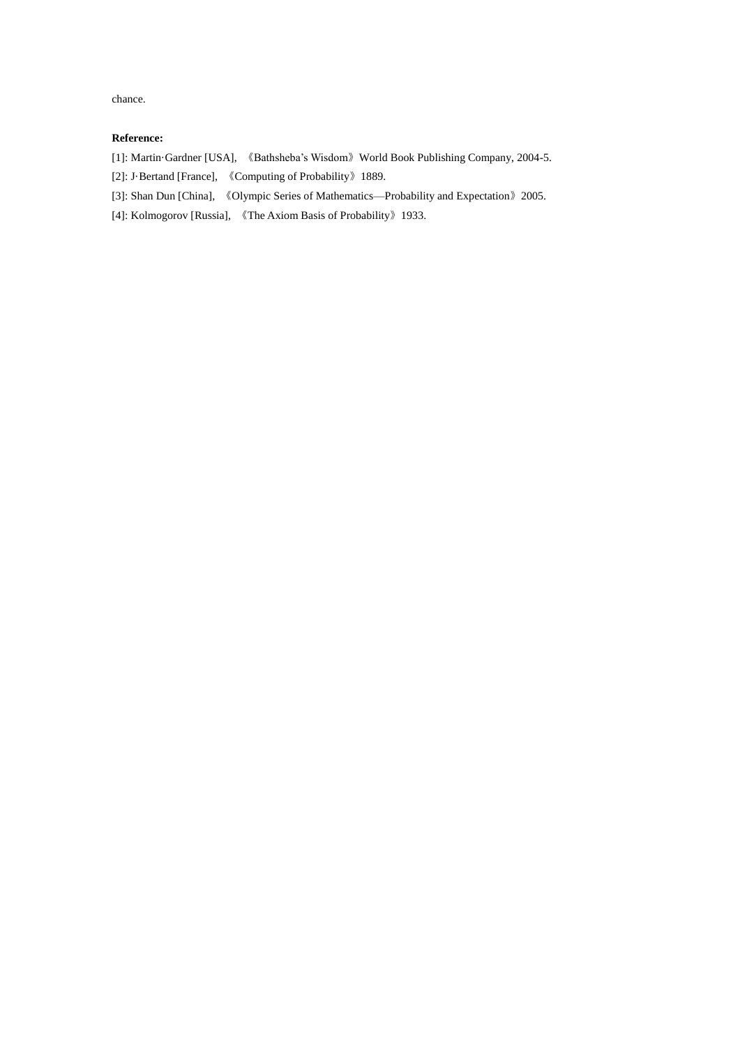chance.

**Reference:**

[1]: Martin·Gardner [USA], 《Bathsheba's Wisdom》World Book Publishing Company, 2004-5.

[2]: J·Bertand [France], 《Computing of Probability》1889.

[3]: Shan Dun [China], 《Olympic Series of Mathematics—Probability and Expectation》2005.

[4]: Kolmogorov [Russia], 《The Axiom Basis of Probability》1933.